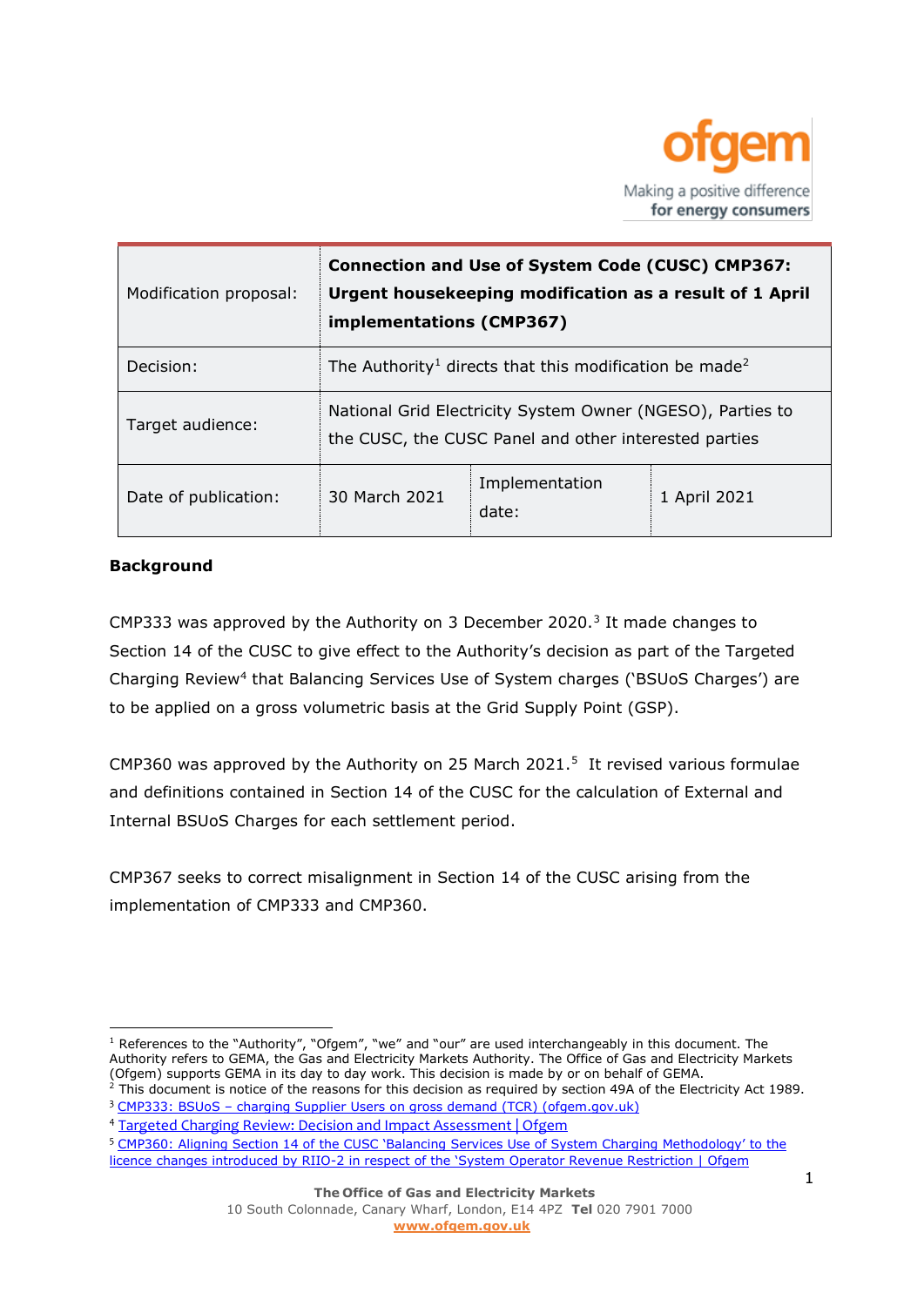| Modification proposal: | **Connection and Use of System Code (CUSC) CMP367: Urgent housekeeping modification as a result of 1 April implementations (CMP367)** | | |
|---|---|---|---|
| Decision: | The Authority[1] directs that this modification be made[2] | | |
| Target audience: | National Grid Electricity System Owner (NGESO), Parties to the CUSC, the CUSC Panel and other interested parties | | |
| Date of publication: | 30 March 2021 | Implementation date: | 1 April 2021 |

**Background**

CMP333 was approved by the Authority on 3 December 2020.[3] It made changes to Section 14 of the CUSC to give effect to the Authority's decision as part of the Targeted Charging Review[4] that Balancing Services Use of System charges ('BSUoS Charges') are to be applied on a gross volumetric basis at the Grid Supply Point (GSP).

CMP360 was approved by the Authority on 25 March 2021.[5] It revised various formulae and definitions contained in Section 14 of the CUSC for the calculation of External and Internal BSUoS Charges for each settlement period.

CMP367 seeks to correct misalignment in Section 14 of the CUSC arising from the implementation of CMP333 and CMP360.

---

[1] References to the "Authority", "Ofgem", "we" and "our" are used interchangeably in this document. The Authority refers to GEMA, the Gas and Electricity Markets Authority. The Office of Gas and Electricity Markets (Ofgem) supports GEMA in its day to day work. This decision is made by or on behalf of GEMA.

[2] This document is notice of the reasons for this decision as required by section 49A of the Electricity Act 1989.

[3] CMP333: BSUoS – charging Supplier Users on gross demand (TCR) (ofgem.gov.uk)

[4] Targeted Charging Review: Decision and Impact Assessment | Ofgem

[5] CMP360: Aligning Section 14 of the CUSC 'Balancing Services Use of System Charging Methodology' to the licence changes introduced by RIIO-2 in respect of the 'System Operator Revenue Restriction | Ofgem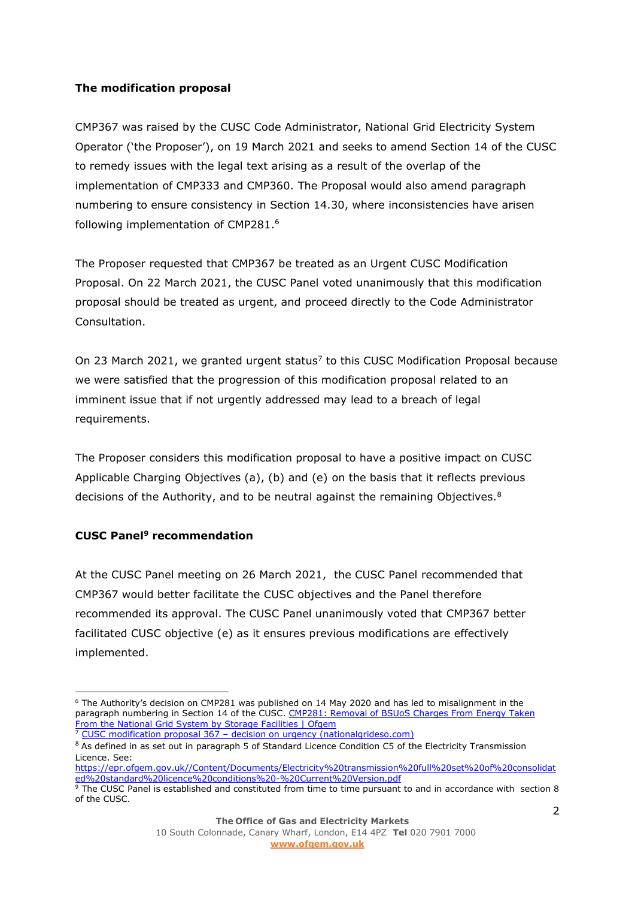**The modification proposal**

CMP367 was raised by the CUSC Code Administrator, National Grid Electricity System Operator ('the Proposer'), on 19 March 2021 and seeks to amend Section 14 of the CUSC to remedy issues with the legal text arising as a result of the overlap of the implementation of CMP333 and CMP360. The Proposal would also amend paragraph numbering to ensure consistency in Section 14.30, where inconsistencies have arisen following implementation of CMP281.[6]

The Proposer requested that CMP367 be treated as an Urgent CUSC Modification Proposal. On 22 March 2021, the CUSC Panel voted unanimously that this modification proposal should be treated as urgent, and proceed directly to the Code Administrator Consultation.

On 23 March 2021, we granted urgent status[7] to this CUSC Modification Proposal because we were satisfied that the progression of this modification proposal related to an imminent issue that if not urgently addressed may lead to a breach of legal requirements.

The Proposer considers this modification proposal to have a positive impact on CUSC Applicable Charging Objectives (a), (b) and (e) on the basis that it reflects previous decisions of the Authority, and to be neutral against the remaining Objectives.[8]

**CUSC Panel[9] recommendation**

At the CUSC Panel meeting on 26 March 2021, the CUSC Panel recommended that CMP367 would better facilitate the CUSC objectives and the Panel therefore recommended its approval. The CUSC Panel unanimously voted that CMP367 better facilitated CUSC objective (e) as it ensures previous modifications are effectively implemented.

---

[6] The Authority's decision on CMP281 was published on 14 May 2020 and has led to misalignment in the paragraph numbering in Section 14 of the CUSC. CMP281: Removal of BSUoS Charges From Energy Taken From the National Grid System by Storage Facilities | Ofgem

[7] CUSC modification proposal 367 – decision on urgency (nationalgrideso.com)

[8] As defined in as set out in paragraph 5 of Standard Licence Condition C5 of the Electricity Transmission Licence. See: https://epr.ofgem.gov.uk//Content/Documents/Electricity%20transmission%20full%20set%20of%20consolidated%20standard%20licence%20conditions%20-%20Current%20Version.pdf

[9] The CUSC Panel is established and constituted from time to time pursuant to and in accordance with section 8 of the CUSC.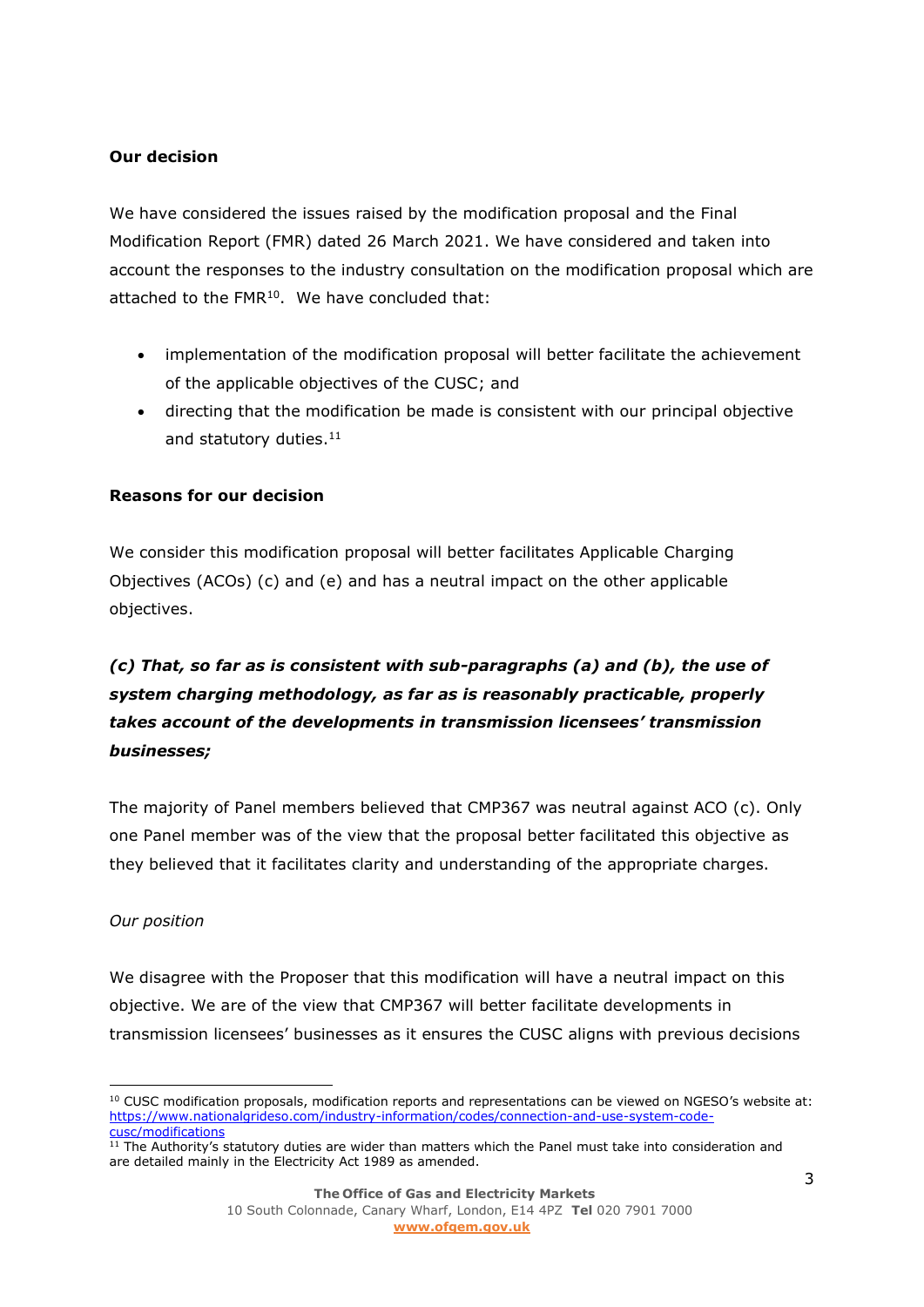**Our decision**

We have considered the issues raised by the modification proposal and the Final Modification Report (FMR) dated 26 March 2021. We have considered and taken into account the responses to the industry consultation on the modification proposal which are attached to the FMR[10]. We have concluded that:

- implementation of the modification proposal will better facilitate the achievement of the applicable objectives of the CUSC; and
- directing that the modification be made is consistent with our principal objective and statutory duties.[11]

**Reasons for our decision**

We consider this modification proposal will better facilitates Applicable Charging Objectives (ACOs) (c) and (e) and has a neutral impact on the other applicable objectives.

### *(c) That, so far as is consistent with sub-paragraphs (a) and (b), the use of system charging methodology, as far as is reasonably practicable, properly takes account of the developments in transmission licensees' transmission businesses;*

The majority of Panel members believed that CMP367 was neutral against ACO (c). Only one Panel member was of the view that the proposal better facilitated this objective as they believed that it facilitates clarity and understanding of the appropriate charges.

*Our position*

We disagree with the Proposer that this modification will have a neutral impact on this objective. We are of the view that CMP367 will better facilitate developments in transmission licensees' businesses as it ensures the CUSC aligns with previous decisions

[10] CUSC modification proposals, modification reports and representations can be viewed on NGESO's website at: https://www.nationalgrideso.com/industry-information/codes/connection-and-use-system-code-cusc/modifications

[11] The Authority's statutory duties are wider than matters which the Panel must take into consideration and are detailed mainly in the Electricity Act 1989 as amended.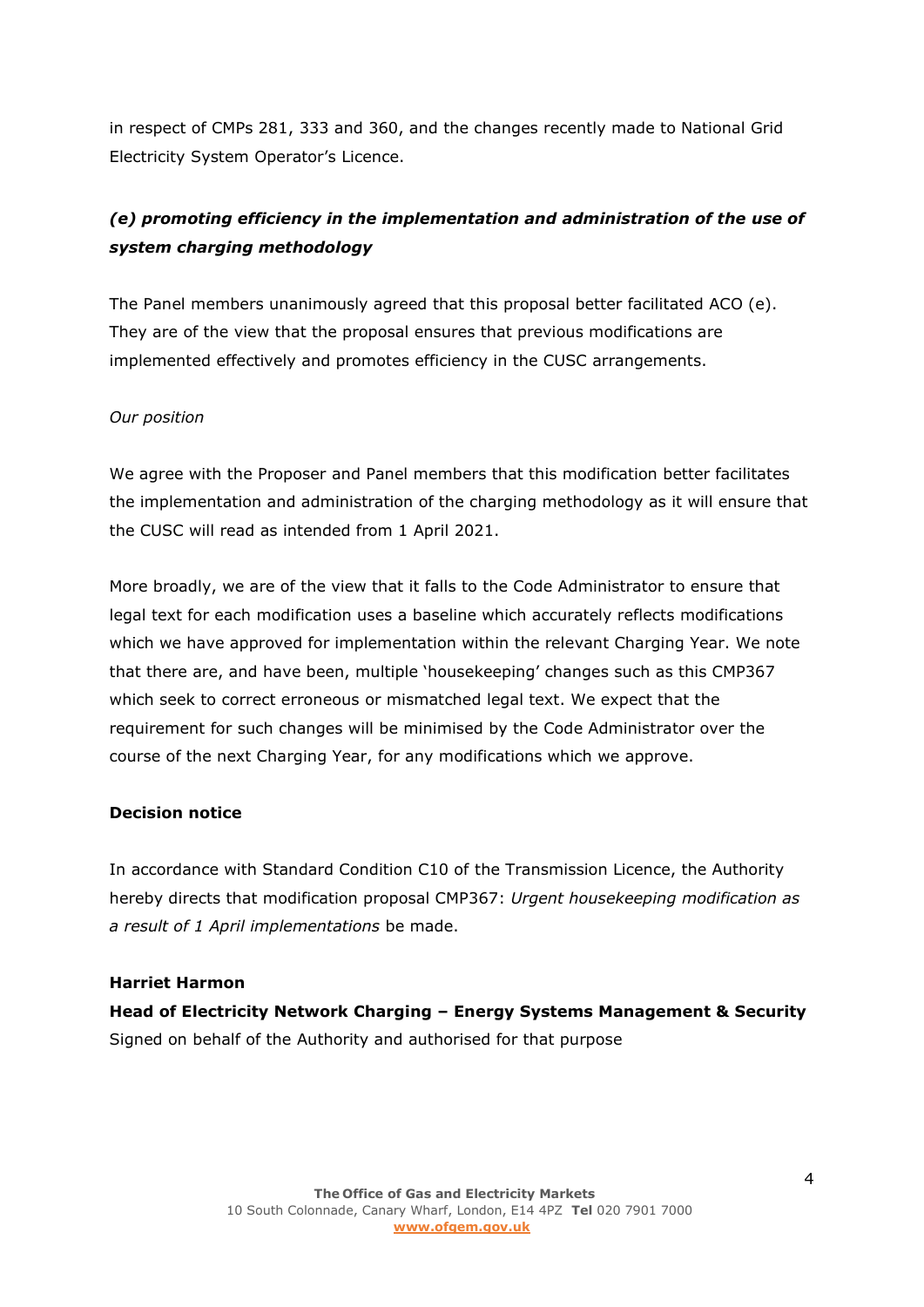in respect of CMPs 281, 333 and 360, and the changes recently made to National Grid Electricity System Operator's Licence.

### ***(e) promoting efficiency in the implementation and administration of the use of system charging methodology***

The Panel members unanimously agreed that this proposal better facilitated ACO (e). They are of the view that the proposal ensures that previous modifications are implemented effectively and promotes efficiency in the CUSC arrangements.

*Our position*

We agree with the Proposer and Panel members that this modification better facilitates the implementation and administration of the charging methodology as it will ensure that the CUSC will read as intended from 1 April 2021.

More broadly, we are of the view that it falls to the Code Administrator to ensure that legal text for each modification uses a baseline which accurately reflects modifications which we have approved for implementation within the relevant Charging Year. We note that there are, and have been, multiple 'housekeeping' changes such as this CMP367 which seek to correct erroneous or mismatched legal text. We expect that the requirement for such changes will be minimised by the Code Administrator over the course of the next Charging Year, for any modifications which we approve.

## Decision notice

In accordance with Standard Condition C10 of the Transmission Licence, the Authority hereby directs that modification proposal CMP367: *Urgent housekeeping modification as a result of 1 April implementations* be made.

**Harriet Harmon**
**Head of Electricity Network Charging – Energy Systems Management & Security**
Signed on behalf of the Authority and authorised for that purpose